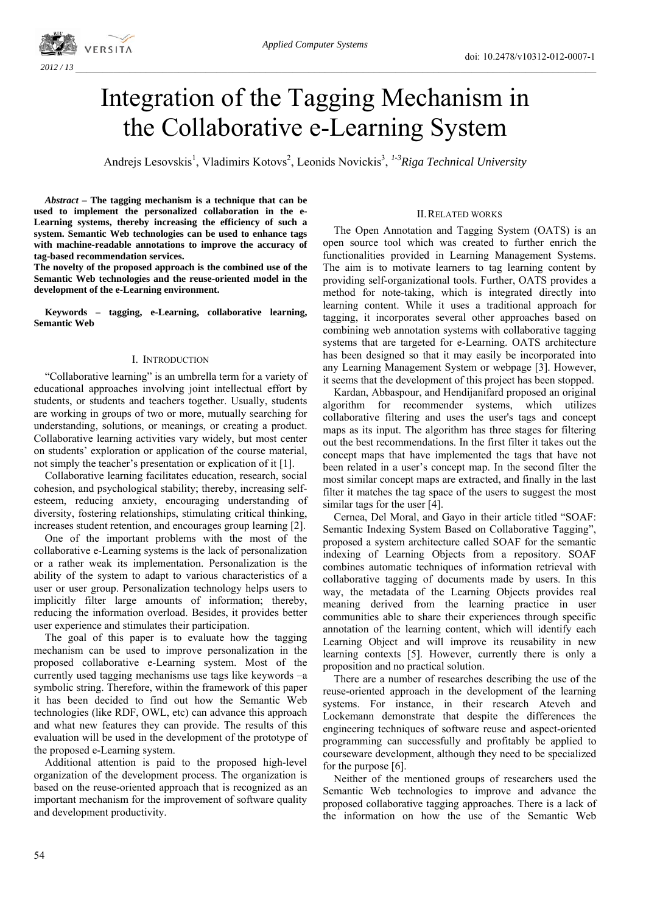# Integration of the Tagging Mechanism in the Collaborative e-Learning System

Andrejs Lesovskis[1], Vladimirs Kotovs[2], Leonids Novickis[3], [1-3]*Riga Technical University*

***Abstract* – The tagging mechanism is a technique that can be used to implement the personalized collaboration in the e-Learning systems, thereby increasing the efficiency of such a system. Semantic Web technologies can be used to enhance tags with machine-readable annotations to improve the accuracy of tag-based recommendation services.**

**The novelty of the proposed approach is the combined use of the Semantic Web technologies and the reuse-oriented model in the development of the e-Learning environment.**

**Keywords – tagging, e-Learning, collaborative learning, Semantic Web**

## I. Introduction

"Collaborative learning" is an umbrella term for a variety of educational approaches involving joint intellectual effort by students, or students and teachers together. Usually, students are working in groups of two or more, mutually searching for understanding, solutions, or meanings, or creating a product. Collaborative learning activities vary widely, but most center on students' exploration or application of the course material, not simply the teacher's presentation or explication of it [1].

Collaborative learning facilitates education, research, social cohesion, and psychological stability; thereby, increasing self-esteem, reducing anxiety, encouraging understanding of diversity, fostering relationships, stimulating critical thinking, increases student retention, and encourages group learning [2].

One of the important problems with the most of the collaborative e-Learning systems is the lack of personalization or a rather weak its implementation. Personalization is the ability of the system to adapt to various characteristics of a user or user group. Personalization technology helps users to implicitly filter large amounts of information; thereby, reducing the information overload. Besides, it provides better user experience and stimulates their participation.

The goal of this paper is to evaluate how the tagging mechanism can be used to improve personalization in the proposed collaborative e-Learning system. Most of the currently used tagging mechanisms use tags like keywords –a symbolic string. Therefore, within the framework of this paper it has been decided to find out how the Semantic Web technologies (like RDF, OWL, etc) can advance this approach and what new features they can provide. The results of this evaluation will be used in the development of the prototype of the proposed e-Learning system.

Additional attention is paid to the proposed high-level organization of the development process. The organization is based on the reuse-oriented approach that is recognized as an important mechanism for the improvement of software quality and development productivity.

## II. Related works

The Open Annotation and Tagging System (OATS) is an open source tool which was created to further enrich the functionalities provided in Learning Management Systems. The aim is to motivate learners to tag learning content by providing self-organizational tools. Further, OATS provides a method for note-taking, which is integrated directly into learning content. While it uses a traditional approach for tagging, it incorporates several other approaches based on combining web annotation systems with collaborative tagging systems that are targeted for e-Learning. OATS architecture has been designed so that it may easily be incorporated into any Learning Management System or webpage [3]. However, it seems that the development of this project has been stopped.

Kardan, Abbaspour, and Hendijanifard proposed an original algorithm for recommender systems, which utilizes collaborative filtering and uses the user's tags and concept maps as its input. The algorithm has three stages for filtering out the best recommendations. In the first filter it takes out the concept maps that have implemented the tags that have not been related in a user's concept map. In the second filter the most similar concept maps are extracted, and finally in the last filter it matches the tag space of the users to suggest the most similar tags for the user [4].

Cernea, Del Moral, and Gayo in their article titled "SOAF: Semantic Indexing System Based on Collaborative Tagging", proposed a system architecture called SOAF for the semantic indexing of Learning Objects from a repository. SOAF combines automatic techniques of information retrieval with collaborative tagging of documents made by users. In this way, the metadata of the Learning Objects provides real meaning derived from the learning practice in user communities able to share their experiences through specific annotation of the learning content, which will identify each Learning Object and will improve its reusability in new learning contexts [5]. However, currently there is only a proposition and no practical solution.

There are a number of researches describing the use of the reuse-oriented approach in the development of the learning systems. For instance, in their research Ateveh and Lockemann demonstrate that despite the differences the engineering techniques of software reuse and aspect-oriented programming can successfully and profitably be applied to courseware development, although they need to be specialized for the purpose [6].

Neither of the mentioned groups of researchers used the Semantic Web technologies to improve and advance the proposed collaborative tagging approaches. There is a lack of the information on how the use of the Semantic Web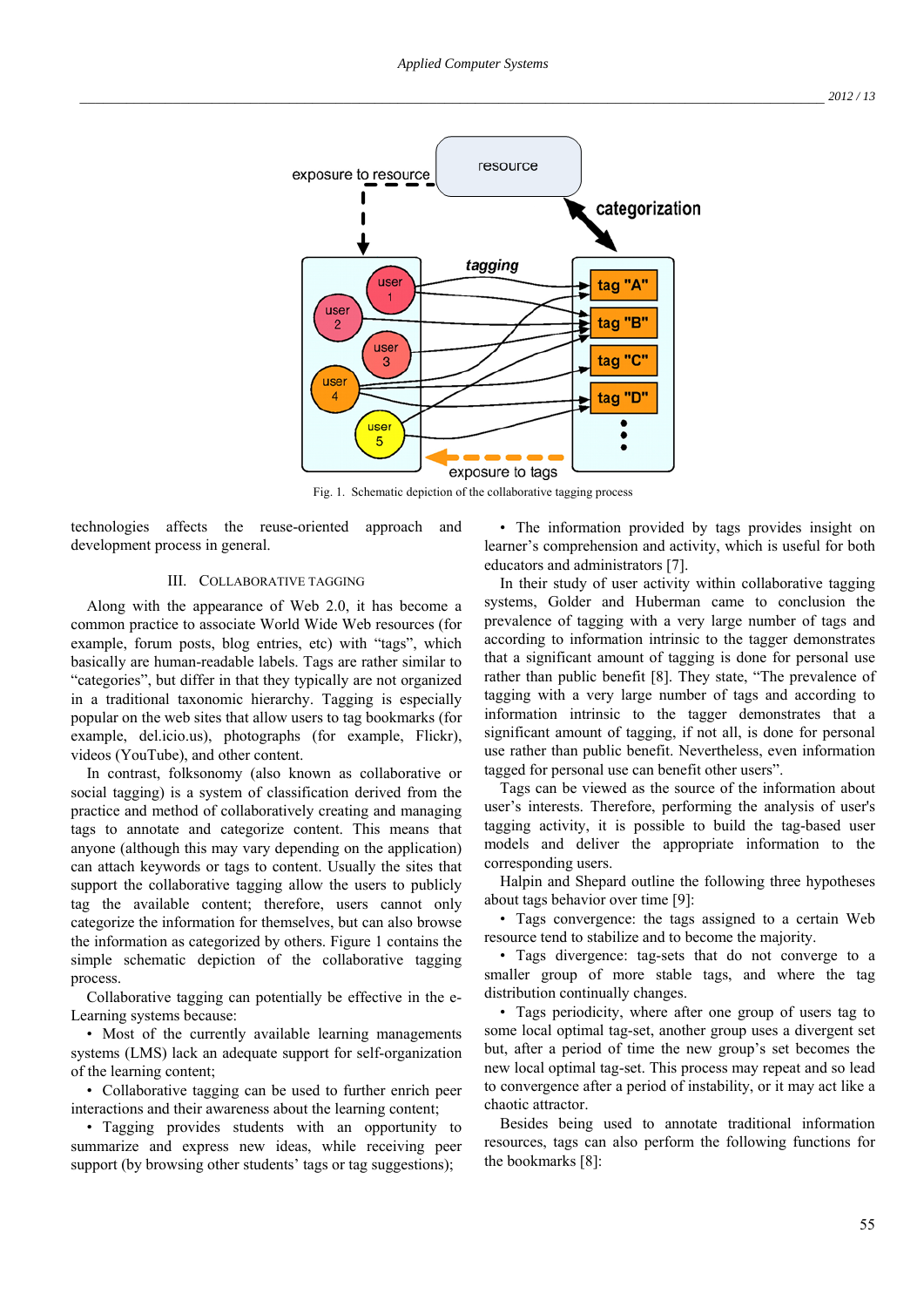exposure to resource

resource

categorization

tagging

user 1

user 2

user 3

user 4

user 5

tag "A"

tag "B"

tag "C"

tag "D"

exposure to tags

Fig. 1. Schematic depiction of the collaborative tagging process

technologies affects the reuse-oriented approach and development process in general.

## III. Collaborative Tagging

Along with the appearance of Web 2.0, it has become a common practice to associate World Wide Web resources (for example, forum posts, blog entries, etc) with "tags", which basically are human-readable labels. Tags are rather similar to "categories", but differ in that they typically are not organized in a traditional taxonomic hierarchy. Tagging is especially popular on the web sites that allow users to tag bookmarks (for example, del.icio.us), photographs (for example, Flickr), videos (YouTube), and other content.

In contrast, folksonomy (also known as collaborative or social tagging) is a system of classification derived from the practice and method of collaboratively creating and managing tags to annotate and categorize content. This means that anyone (although this may vary depending on the application) can attach keywords or tags to content. Usually the sites that support the collaborative tagging allow the users to publicly tag the available content; therefore, users cannot only categorize the information for themselves, but can also browse the information as categorized by others. Figure 1 contains the simple schematic depiction of the collaborative tagging process.

Collaborative tagging can potentially be effective in the e-Learning systems because:

- Most of the currently available learning managements systems (LMS) lack an adequate support for self-organization of the learning content;
- Collaborative tagging can be used to further enrich peer interactions and their awareness about the learning content;
- Tagging provides students with an opportunity to summarize and express new ideas, while receiving peer support (by browsing other students' tags or tag suggestions);
- The information provided by tags provides insight on learner's comprehension and activity, which is useful for both educators and administrators [7].

In their study of user activity within collaborative tagging systems, Golder and Huberman came to conclusion the prevalence of tagging with a very large number of tags and according to information intrinsic to the tagger demonstrates that a significant amount of tagging is done for personal use rather than public benefit [8]. They state, "The prevalence of tagging with a very large number of tags and according to information intrinsic to the tagger demonstrates that a significant amount of tagging, if not all, is done for personal use rather than public benefit. Nevertheless, even information tagged for personal use can benefit other users".

Tags can be viewed as the source of the information about user's interests. Therefore, performing the analysis of user's tagging activity, it is possible to build the tag-based user models and deliver the appropriate information to the corresponding users.

Halpin and Shepard outline the following three hypotheses about tags behavior over time [9]:

- Tags convergence: the tags assigned to a certain Web resource tend to stabilize and to become the majority.
- Tags divergence: tag-sets that do not converge to a smaller group of more stable tags, and where the tag distribution continually changes.
- Tags periodicity, where after one group of users tag to some local optimal tag-set, another group uses a divergent set but, after a period of time the new group's set becomes the new local optimal tag-set. This process may repeat and so lead to convergence after a period of instability, or it may act like a chaotic attractor.

Besides being used to annotate traditional information resources, tags can also perform the following functions for the bookmarks [8]: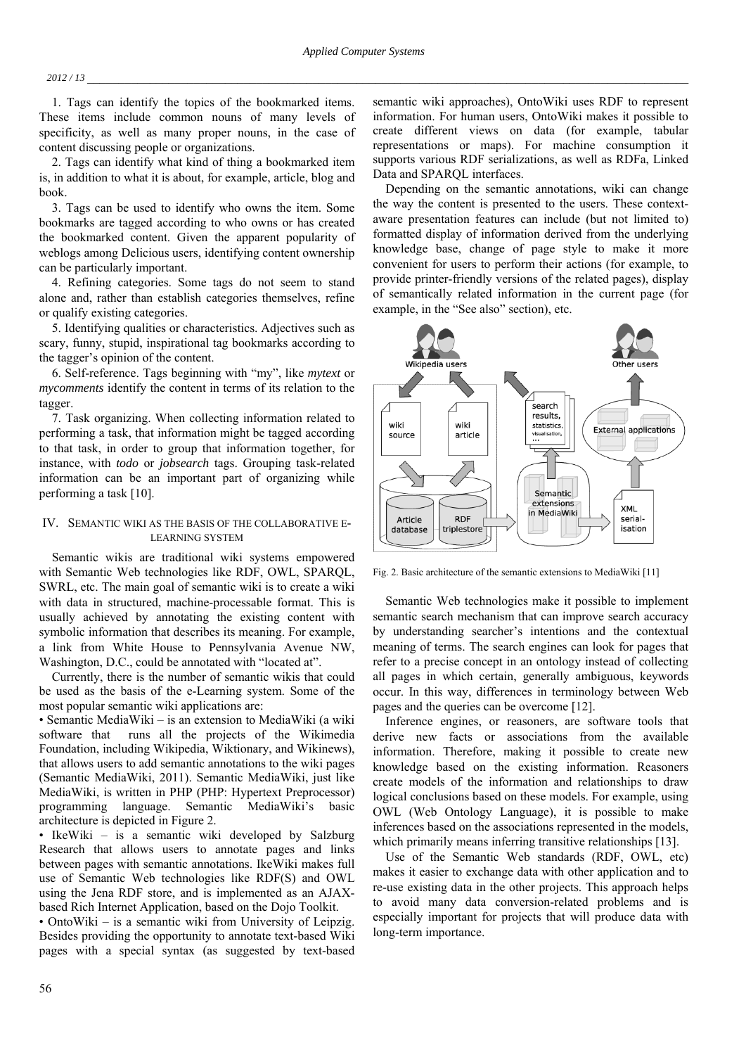1. Tags can identify the topics of the bookmarked items. These items include common nouns of many levels of specificity, as well as many proper nouns, in the case of content discussing people or organizations.

2. Tags can identify what kind of thing a bookmarked item is, in addition to what it is about, for example, article, blog and book.

3. Tags can be used to identify who owns the item. Some bookmarks are tagged according to who owns or has created the bookmarked content. Given the apparent popularity of weblogs among Delicious users, identifying content ownership can be particularly important.

4. Refining categories. Some tags do not seem to stand alone and, rather than establish categories themselves, refine or qualify existing categories.

5. Identifying qualities or characteristics. Adjectives such as scary, funny, stupid, inspirational tag bookmarks according to the tagger's opinion of the content.

6. Self-reference. Tags beginning with "my", like *mytext* or *mycomments* identify the content in terms of its relation to the tagger.

7. Task organizing. When collecting information related to performing a task, that information might be tagged according to that task, in order to group that information together, for instance, with *todo* or *jobsearch* tags. Grouping task-related information can be an important part of organizing while performing a task [10].

## IV. Semantic Wiki as the Basis of the Collaborative E-Learning System

Semantic wikis are traditional wiki systems empowered with Semantic Web technologies like RDF, OWL, SPARQL, SWRL, etc. The main goal of semantic wiki is to create a wiki with data in structured, machine-processable format. This is usually achieved by annotating the existing content with symbolic information that describes its meaning. For example, a link from White House to Pennsylvania Avenue NW, Washington, D.C., could be annotated with "located at".

Currently, there is the number of semantic wikis that could be used as the basis of the e-Learning system. Some of the most popular semantic wiki applications are:

• Semantic MediaWiki – is an extension to MediaWiki (a wiki software that runs all the projects of the Wikimedia Foundation, including Wikipedia, Wiktionary, and Wikinews), that allows users to add semantic annotations to the wiki pages (Semantic MediaWiki, 2011). Semantic MediaWiki, just like MediaWiki, is written in PHP (PHP: Hypertext Preprocessor) programming language. Semantic MediaWiki's basic architecture is depicted in Figure 2.

• IkeWiki – is a semantic wiki developed by Salzburg Research that allows users to annotate pages and links between pages with semantic annotations. IkeWiki makes full use of Semantic Web technologies like RDF(S) and OWL using the Jena RDF store, and is implemented as an AJAX-based Rich Internet Application, based on the Dojo Toolkit.

• OntoWiki – is a semantic wiki from University of Leipzig. Besides providing the opportunity to annotate text-based Wiki pages with a special syntax (as suggested by text-based semantic wiki approaches), OntoWiki uses RDF to represent information. For human users, OntoWiki makes it possible to create different views on data (for example, tabular representations or maps). For machine consumption it supports various RDF serializations, as well as RDFa, Linked Data and SPARQL interfaces.

Depending on the semantic annotations, wiki can change the way the content is presented to the users. These context-aware presentation features can include (but not limited to) formatted display of information derived from the underlying knowledge base, change of page style to make it more convenient for users to perform their actions (for example, to provide printer-friendly versions of the related pages), display of semantically related information in the current page (for example, in the "See also" section), etc.

Fig. 2. Basic architecture of the semantic extensions to MediaWiki [11]

Semantic Web technologies make it possible to implement semantic search mechanism that can improve search accuracy by understanding searcher's intentions and the contextual meaning of terms. The search engines can look for pages that refer to a precise concept in an ontology instead of collecting all pages in which certain, generally ambiguous, keywords occur. In this way, differences in terminology between Web pages and the queries can be overcome [12].

Inference engines, or reasoners, are software tools that derive new facts or associations from the available information. Therefore, making it possible to create new knowledge based on the existing information. Reasoners create models of the information and relationships to draw logical conclusions based on these models. For example, using OWL (Web Ontology Language), it is possible to make inferences based on the associations represented in the models, which primarily means inferring transitive relationships [13].

Use of the Semantic Web standards (RDF, OWL, etc) makes it easier to exchange data with other application and to re-use existing data in the other projects. This approach helps to avoid many data conversion-related problems and is especially important for projects that will produce data with long-term importance.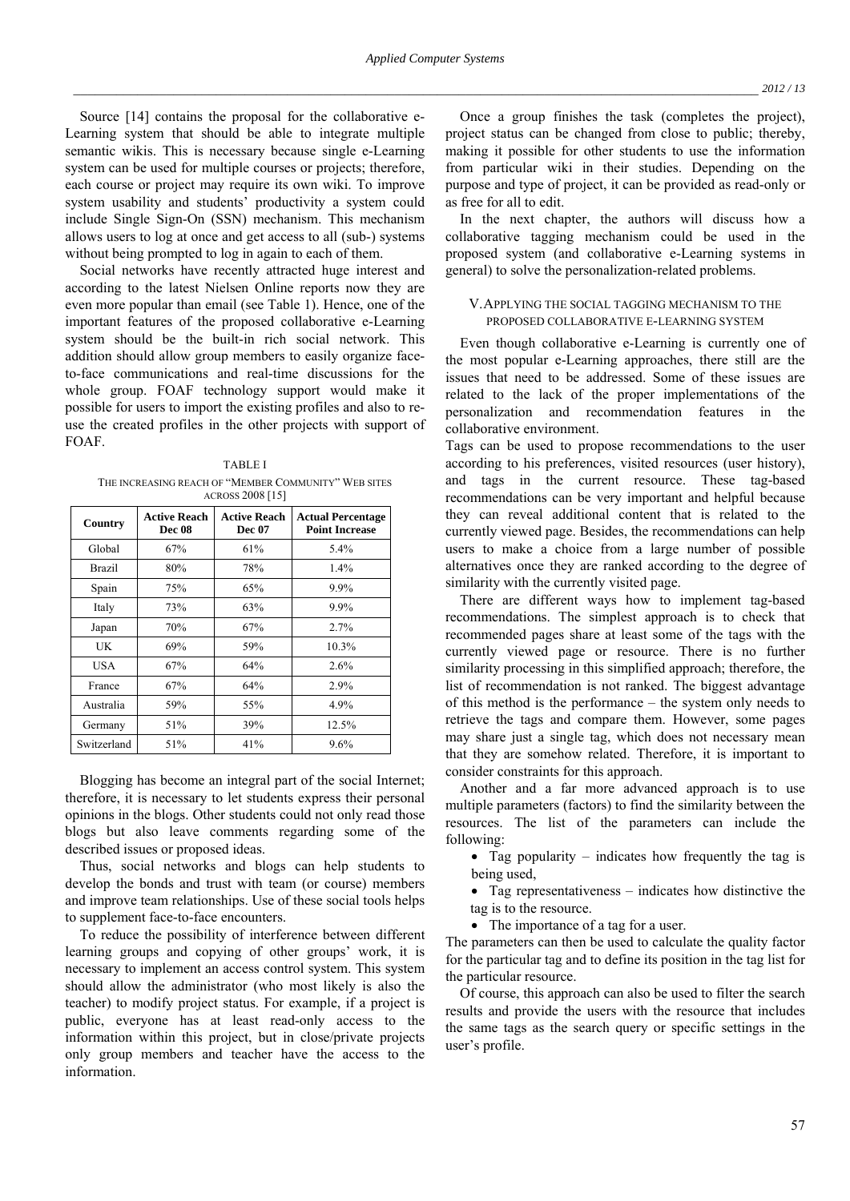Source [14] contains the proposal for the collaborative e-Learning system that should be able to integrate multiple semantic wikis. This is necessary because single e-Learning system can be used for multiple courses or projects; therefore, each course or project may require its own wiki. To improve system usability and students' productivity a system could include Single Sign-On (SSN) mechanism. This mechanism allows users to log at once and get access to all (sub-) systems without being prompted to log in again to each of them.

Social networks have recently attracted huge interest and according to the latest Nielsen Online reports now they are even more popular than email (see Table 1). Hence, one of the important features of the proposed collaborative e-Learning system should be the built-in rich social network. This addition should allow group members to easily organize face-to-face communications and real-time discussions for the whole group. FOAF technology support would make it possible for users to import the existing profiles and also to re-use the created profiles in the other projects with support of FOAF.

TABLE I
THE INCREASING REACH OF "MEMBER COMMUNITY" WEB SITES ACROSS 2008 [15]

| Country | Active Reach Dec 08 | Active Reach Dec 07 | Actual Percentage Point Increase |
|---|---|---|---|
| Global | 67% | 61% | 5.4% |
| Brazil | 80% | 78% | 1.4% |
| Spain | 75% | 65% | 9.9% |
| Italy | 73% | 63% | 9.9% |
| Japan | 70% | 67% | 2.7% |
| UK | 69% | 59% | 10.3% |
| USA | 67% | 64% | 2.6% |
| France | 67% | 64% | 2.9% |
| Australia | 59% | 55% | 4.9% |
| Germany | 51% | 39% | 12.5% |
| Switzerland | 51% | 41% | 9.6% |

Blogging has become an integral part of the social Internet; therefore, it is necessary to let students express their personal opinions in the blogs. Other students could not only read those blogs but also leave comments regarding some of the described issues or proposed ideas.

Thus, social networks and blogs can help students to develop the bonds and trust with team (or course) members and improve team relationships. Use of these social tools helps to supplement face-to-face encounters.

To reduce the possibility of interference between different learning groups and copying of other groups' work, it is necessary to implement an access control system. This system should allow the administrator (who most likely is also the teacher) to modify project status. For example, if a project is public, everyone has at least read-only access to the information within this project, but in close/private projects only group members and teacher have the access to the information.

Once a group finishes the task (completes the project), project status can be changed from close to public; thereby, making it possible for other students to use the information from particular wiki in their studies. Depending on the purpose and type of project, it can be provided as read-only or as free for all to edit.

In the next chapter, the authors will discuss how a collaborative tagging mechanism could be used in the proposed system (and collaborative e-Learning systems in general) to solve the personalization-related problems.

## V. APPLYING THE SOCIAL TAGGING MECHANISM TO THE PROPOSED COLLABORATIVE E-LEARNING SYSTEM

Even though collaborative e-Learning is currently one of the most popular e-Learning approaches, there still are the issues that need to be addressed. Some of these issues are related to the lack of the proper implementations of the personalization and recommendation features in the collaborative environment.

Tags can be used to propose recommendations to the user according to his preferences, visited resources (user history), and tags in the current resource. These tag-based recommendations can be very important and helpful because they can reveal additional content that is related to the currently viewed page. Besides, the recommendations can help users to make a choice from a large number of possible alternatives once they are ranked according to the degree of similarity with the currently visited page.

There are different ways how to implement tag-based recommendations. The simplest approach is to check that recommended pages share at least some of the tags with the currently viewed page or resource. There is no further similarity processing in this simplified approach; therefore, the list of recommendation is not ranked. The biggest advantage of this method is the performance – the system only needs to retrieve the tags and compare them. However, some pages may share just a single tag, which does not necessary mean that they are somehow related. Therefore, it is important to consider constraints for this approach.

Another and a far more advanced approach is to use multiple parameters (factors) to find the similarity between the resources. The list of the parameters can include the following:

- Tag popularity – indicates how frequently the tag is being used,
- Tag representativeness – indicates how distinctive the tag is to the resource.
- The importance of a tag for a user.

The parameters can then be used to calculate the quality factor for the particular tag and to define its position in the tag list for the particular resource.

Of course, this approach can also be used to filter the search results and provide the users with the resource that includes the same tags as the search query or specific settings in the user's profile.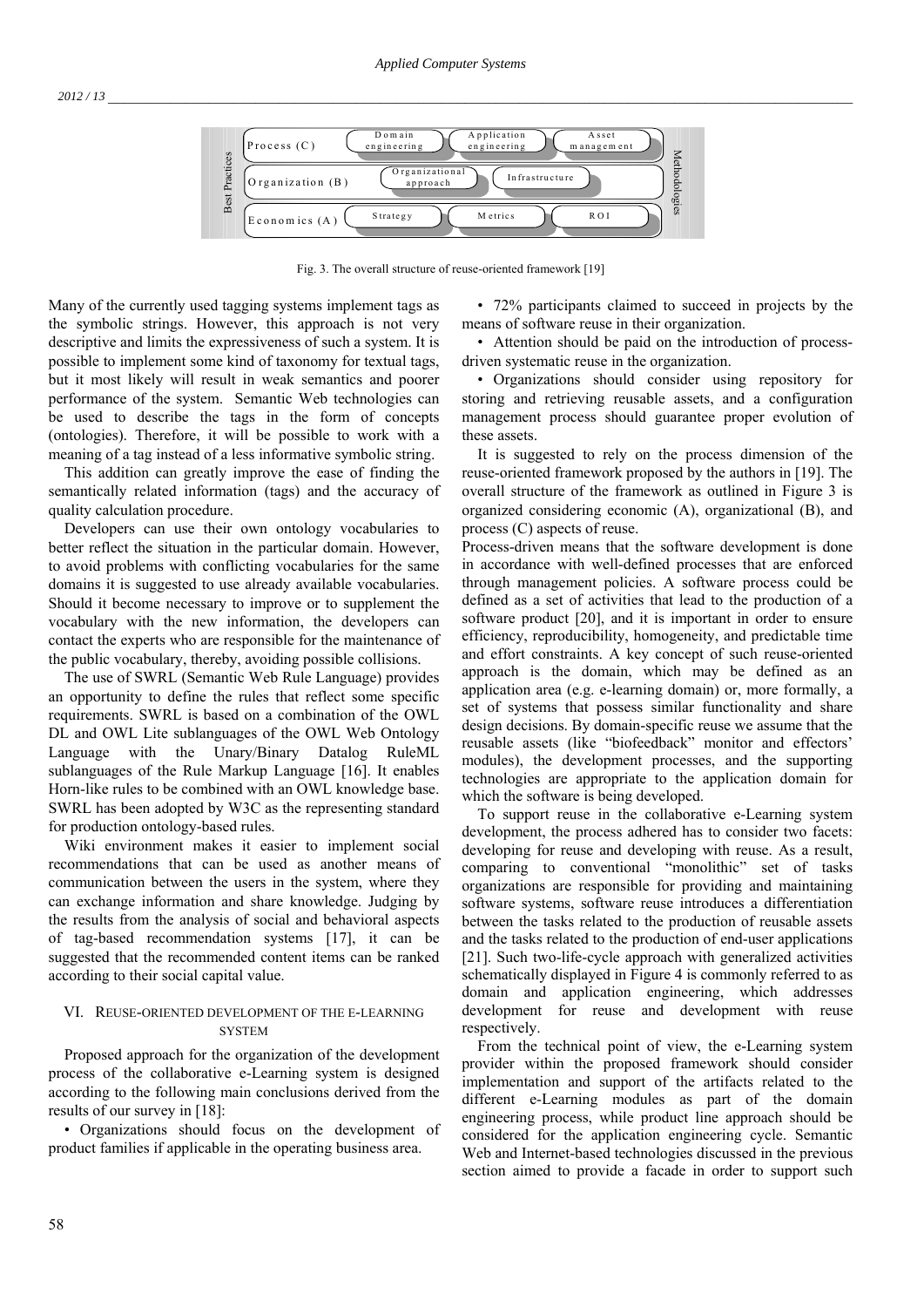Best Practices

Process (C) — Domain engineering | Application engineering | Asset management

Organization (B) — Organizational approach | Infrastructure

Economics (A) — Strategy | Metrics | ROI

Methodologies

Fig. 3. The overall structure of reuse-oriented framework [19]

Many of the currently used tagging systems implement tags as the symbolic strings. However, this approach is not very descriptive and limits the expressiveness of such a system. It is possible to implement some kind of taxonomy for textual tags, but it most likely will result in weak semantics and poorer performance of the system. Semantic Web technologies can be used to describe the tags in the form of concepts (ontologies). Therefore, it will be possible to work with a meaning of a tag instead of a less informative symbolic string.

This addition can greatly improve the ease of finding the semantically related information (tags) and the accuracy of quality calculation procedure.

Developers can use their own ontology vocabularies to better reflect the situation in the particular domain. However, to avoid problems with conflicting vocabularies for the same domains it is suggested to use already available vocabularies. Should it become necessary to improve or to supplement the vocabulary with the new information, the developers can contact the experts who are responsible for the maintenance of the public vocabulary, thereby, avoiding possible collisions.

The use of SWRL (Semantic Web Rule Language) provides an opportunity to define the rules that reflect some specific requirements. SWRL is based on a combination of the OWL DL and OWL Lite sublanguages of the OWL Web Ontology Language with the Unary/Binary Datalog RuleML sublanguages of the Rule Markup Language [16]. It enables Horn-like rules to be combined with an OWL knowledge base. SWRL has been adopted by W3C as the representing standard for production ontology-based rules.

Wiki environment makes it easier to implement social recommendations that can be used as another means of communication between the users in the system, where they can exchange information and share knowledge. Judging by the results from the analysis of social and behavioral aspects of tag-based recommendation systems [17], it can be suggested that the recommended content items can be ranked according to their social capital value.

## VI. Reuse-oriented development of the e-learning system

Proposed approach for the organization of the development process of the collaborative e-Learning system is designed according to the following main conclusions derived from the results of our survey in [18]:

- Organizations should focus on the development of product families if applicable in the operating business area.
- 72% participants claimed to succeed in projects by the means of software reuse in their organization.
- Attention should be paid on the introduction of process-driven systematic reuse in the organization.
- Organizations should consider using repository for storing and retrieving reusable assets, and a configuration management process should guarantee proper evolution of these assets.

It is suggested to rely on the process dimension of the reuse-oriented framework proposed by the authors in [19]. The overall structure of the framework as outlined in Figure 3 is organized considering economic (A), organizational (B), and process (C) aspects of reuse.

Process-driven means that the software development is done in accordance with well-defined processes that are enforced through management policies. A software process could be defined as a set of activities that lead to the production of a software product [20], and it is important in order to ensure efficiency, reproducibility, homogeneity, and predictable time and effort constraints. A key concept of such reuse-oriented approach is the domain, which may be defined as an application area (e.g. e-learning domain) or, more formally, a set of systems that possess similar functionality and share design decisions. By domain-specific reuse we assume that the reusable assets (like "biofeedback" monitor and effectors' modules), the development processes, and the supporting technologies are appropriate to the application domain for which the software is being developed.

To support reuse in the collaborative e-Learning system development, the process adhered has to consider two facets: developing for reuse and developing with reuse. As a result, comparing to conventional "monolithic" set of tasks organizations are responsible for providing and maintaining software systems, software reuse introduces a differentiation between the tasks related to the production of reusable assets and the tasks related to the production of end-user applications [21]. Such two-life-cycle approach with generalized activities schematically displayed in Figure 4 is commonly referred to as domain and application engineering, which addresses development for reuse and development with reuse respectively.

From the technical point of view, the e-Learning system provider within the proposed framework should consider implementation and support of the artifacts related to the different e-Learning modules as part of the domain engineering process, while product line approach should be considered for the application engineering cycle. Semantic Web and Internet-based technologies discussed in the previous section aimed to provide a facade in order to support such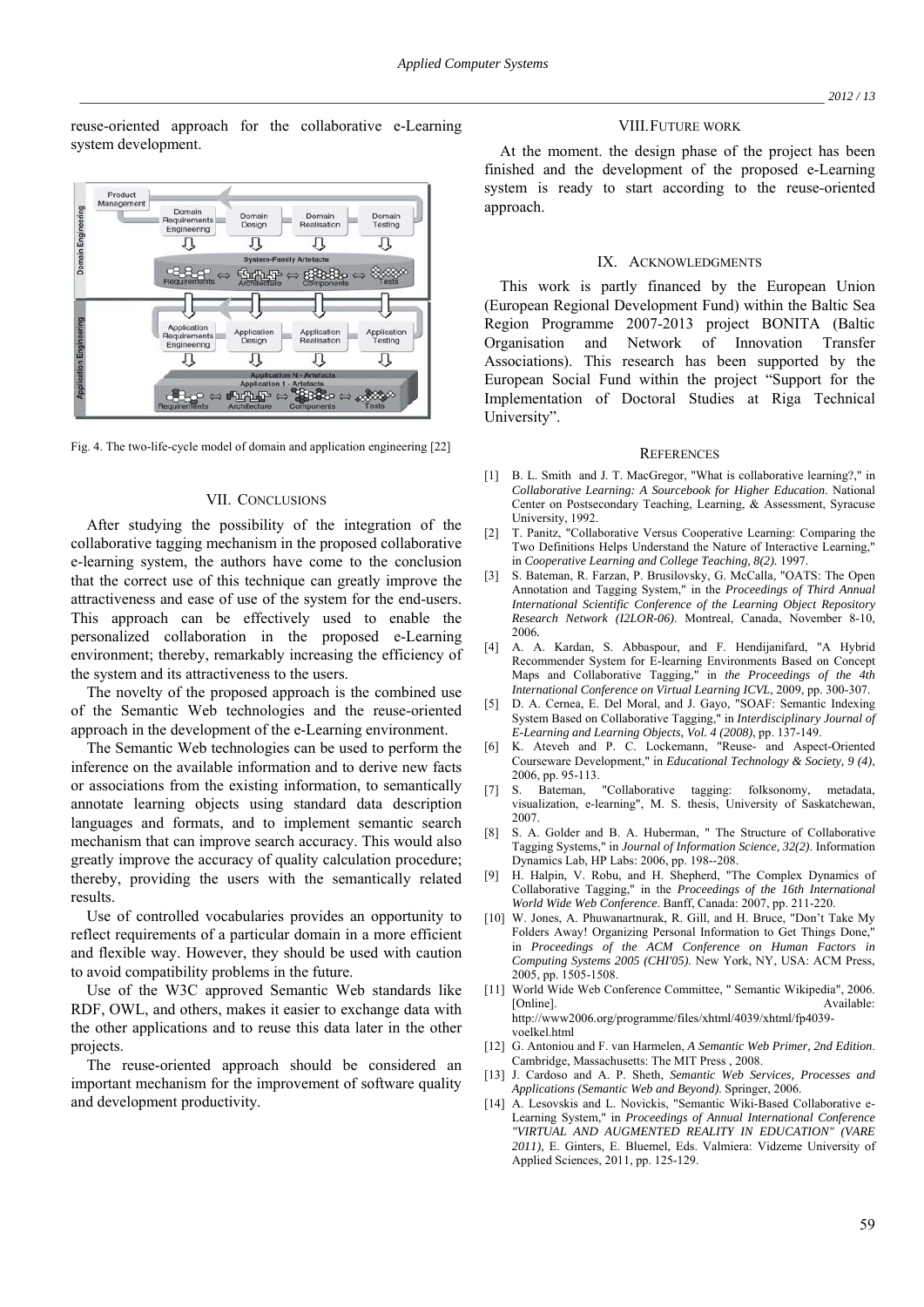reuse-oriented approach for the collaborative e-Learning system development.

Product Management
Domain Engineering
Domain Requirements Engineering
Domain Design
Domain Realisation
Domain Testing
System-Family Artefacts
Requirements
Architecture
Components
Tests
Application Engineering
Application Requirements Engineering
Application Design
Application Realisation
Application Testing
Application N - Artefacts
Application 1 - Artefacts
Requirements
Architecture
Components
Tests

Fig. 4. The two-life-cycle model of domain and application engineering [22]

## VII. Conclusions

After studying the possibility of the integration of the collaborative tagging mechanism in the proposed collaborative e-learning system, the authors have come to the conclusion that the correct use of this technique can greatly improve the attractiveness and ease of use of the system for the end-users. This approach can be effectively used to enable the personalized collaboration in the proposed e-Learning environment; thereby, remarkably increasing the efficiency of the system and its attractiveness to the users.

The novelty of the proposed approach is the combined use of the Semantic Web technologies and the reuse-oriented approach in the development of the e-Learning environment.

The Semantic Web technologies can be used to perform the inference on the available information and to derive new facts or associations from the existing information, to semantically annotate learning objects using standard data description languages and formats, and to implement semantic search mechanism that can improve search accuracy. This would also greatly improve the accuracy of quality calculation procedure; thereby, providing the users with the semantically related results.

Use of controlled vocabularies provides an opportunity to reflect requirements of a particular domain in a more efficient and flexible way. However, they should be used with caution to avoid compatibility problems in the future.

Use of the W3C approved Semantic Web standards like RDF, OWL, and others, makes it easier to exchange data with the other applications and to reuse this data later in the other projects.

The reuse-oriented approach should be considered an important mechanism for the improvement of software quality and development productivity.

## VIII. Future Work

At the moment. the design phase of the project has been finished and the development of the proposed e-Learning system is ready to start according to the reuse-oriented approach.

## IX. Acknowledgments

This work is partly financed by the European Union (European Regional Development Fund) within the Baltic Sea Region Programme 2007-2013 project BONITA (Baltic Organisation and Network of Innovation Transfer Associations). This research has been supported by the European Social Fund within the project "Support for the Implementation of Doctoral Studies at Riga Technical University".

## References

[1] B. L. Smith and J. T. MacGregor, "What is collaborative learning?," in *Collaborative Learning: A Sourcebook for Higher Education*. National Center on Postsecondary Teaching, Learning, & Assessment, Syracuse University, 1992.

[2] T. Panitz, "Collaborative Versus Cooperative Learning: Comparing the Two Definitions Helps Understand the Nature of Interactive Learning," in *Cooperative Learning and College Teaching, 8(2)*. 1997.

[3] S. Bateman, R. Farzan, P. Brusilovsky, G. McCalla, "OATS: The Open Annotation and Tagging System," in the *Proceedings of Third Annual International Scientific Conference of the Learning Object Repository Research Network (I2LOR-06)*. Montreal, Canada, November 8-10, 2006.

[4] A. A. Kardan, S. Abbaspour, and F. Hendijanifard, "A Hybrid Recommender System for E-learning Environments Based on Concept Maps and Collaborative Tagging," in *the Proceedings of the 4th International Conference on Virtual Learning ICVL*, 2009, pp. 300-307.

[5] D. A. Cernea, E. Del Moral, and J. Gayo, "SOAF: Semantic Indexing System Based on Collaborative Tagging," in *Interdisciplinary Journal of E-Learning and Learning Objects, Vol. 4 (2008)*, pp. 137-149.

[6] K. Ateveh and P. C. Lockemann, "Reuse- and Aspect-Oriented Courseware Development," in *Educational Technology & Society, 9 (4)*, 2006, pp. 95-113.

[7] S. Bateman, "Collaborative tagging: folksonomy, metadata, visualization, e-learning", M. S. thesis, University of Saskatchewan, 2007.

[8] S. A. Golder and B. A. Huberman, " The Structure of Collaborative Tagging Systems," in *Journal of Information Science, 32(2)*. Information Dynamics Lab, HP Labs: 2006, pp. 198--208.

[9] H. Halpin, V. Robu, and H. Shepherd, "The Complex Dynamics of Collaborative Tagging," in the *Proceedings of the 16th International World Wide Web Conference*. Banff, Canada: 2007, pp. 211-220.

[10] W. Jones, A. Phuwanartnurak, R. Gill, and H. Bruce, "Don't Take My Folders Away! Organizing Personal Information to Get Things Done," in *Proceedings of the ACM Conference on Human Factors in Computing Systems 2005 (CHI'05)*. New York, NY, USA: ACM Press, 2005, pp. 1505-1508.

[11] World Wide Web Conference Committee, " Semantic Wikipedia", 2006. [Online]. Available: http://www2006.org/programme/files/xhtml/4039/xhtml/fp4039-voelkel.html

[12] G. Antoniou and F. van Harmelen, *A Semantic Web Primer, 2nd Edition*. Cambridge, Massachusetts: The MIT Press , 2008.

[13] J. Cardoso and A. P. Sheth, *Semantic Web Services, Processes and Applications (Semantic Web and Beyond)*. Springer, 2006.

[14] A. Lesovskis and L. Novickis, "Semantic Wiki-Based Collaborative e-Learning System," in *Proceedings of Annual International Conference "VIRTUAL AND AUGMENTED REALITY IN EDUCATION" (VARE 2011)*, E. Ginters, E. Bluemel, Eds. Valmiera: Vidzeme University of Applied Sciences, 2011, pp. 125-129.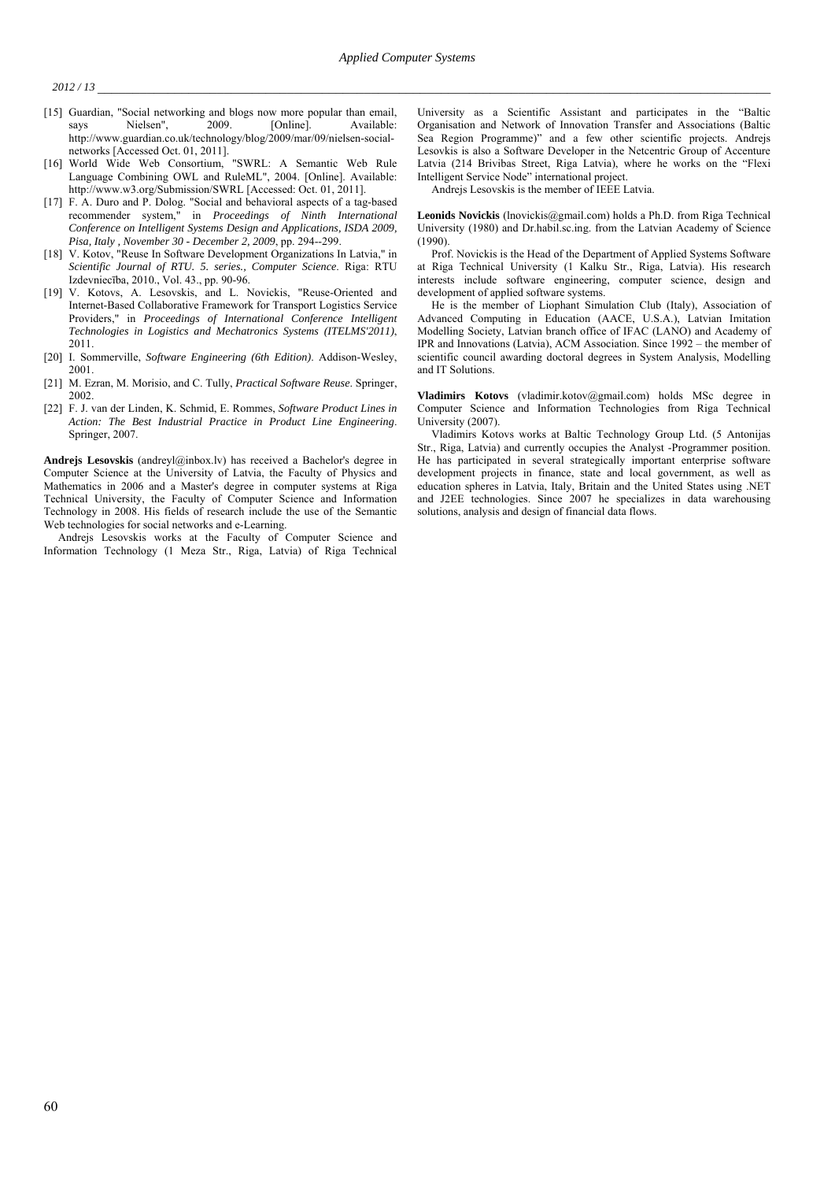[15] Guardian, "Social networking and blogs now more popular than email, says Nielsen", 2009. [Online]. Available: http://www.guardian.co.uk/technology/blog/2009/mar/09/nielsen-social-networks [Accessed Oct. 01, 2011].

[16] World Wide Web Consortium, "SWRL: A Semantic Web Rule Language Combining OWL and RuleML", 2004. [Online]. Available: http://www.w3.org/Submission/SWRL [Accessed: Oct. 01, 2011].

[17] F. A. Duro and P. Dolog. "Social and behavioral aspects of a tag-based recommender system," in *Proceedings of Ninth International Conference on Intelligent Systems Design and Applications, ISDA 2009, Pisa, Italy , November 30 - December 2, 2009*, pp. 294--299.

[18] V. Kotov, "Reuse In Software Development Organizations In Latvia," in *Scientific Journal of RTU. 5. series., Computer Science*. Riga: RTU Izdevniecība, 2010., Vol. 43., pp. 90-96.

[19] V. Kotovs, A. Lesovskis, and L. Novickis, "Reuse-Oriented and Internet-Based Collaborative Framework for Transport Logistics Service Providers," in *Proceedings of International Conference Intelligent Technologies in Logistics and Mechatronics Systems (ITELMS'2011)*, 2011.

[20] I. Sommerville, *Software Engineering (6th Edition)*. Addison-Wesley, 2001.

[21] M. Ezran, M. Morisio, and C. Tully, *Practical Software Reuse*. Springer, 2002.

[22] F. J. van der Linden, K. Schmid, E. Rommes, *Software Product Lines in Action: The Best Industrial Practice in Product Line Engineering*. Springer, 2007.

**Andrejs Lesovskis** (andreyl@inbox.lv) has received a Bachelor's degree in Computer Science at the University of Latvia, the Faculty of Physics and Mathematics in 2006 and a Master's degree in computer systems at Riga Technical University, the Faculty of Computer Science and Information Technology in 2008. His fields of research include the use of the Semantic Web technologies for social networks and e-Learning.

Andrejs Lesovskis works at the Faculty of Computer Science and Information Technology (1 Meza Str., Riga, Latvia) of Riga Technical University as a Scientific Assistant and participates in the "Baltic Organisation and Network of Innovation Transfer and Associations (Baltic Sea Region Programme)" and a few other scientific projects. Andrejs Lesovkis is also a Software Developer in the Netcentric Group of Accenture Latvia (214 Brivibas Street, Riga Latvia), where he works on the "Flexi Intelligent Service Node" international project.

Andrejs Lesovskis is the member of IEEE Latvia.

**Leonids Novickis** (lnovickis@gmail.com) holds a Ph.D. from Riga Technical University (1980) and Dr.habil.sc.ing. from the Latvian Academy of Science (1990).

Prof. Novickis is the Head of the Department of Applied Systems Software at Riga Technical University (1 Kalku Str., Riga, Latvia). His research interests include software engineering, computer science, design and development of applied software systems.

He is the member of Liophant Simulation Club (Italy), Association of Advanced Computing in Education (AACE, U.S.A.), Latvian Imitation Modelling Society, Latvian branch office of IFAC (LANO) and Academy of IPR and Innovations (Latvia), ACM Association. Since 1992 – the member of scientific council awarding doctoral degrees in System Analysis, Modelling and IT Solutions.

**Vladimirs Kotovs** (vladimir.kotov@gmail.com) holds MSc degree in Computer Science and Information Technologies from Riga Technical University (2007).

Vladimirs Kotovs works at Baltic Technology Group Ltd. (5 Antonijas Str., Riga, Latvia) and currently occupies the Analyst -Programmer position. He has participated in several strategically important enterprise software development projects in finance, state and local government, as well as education spheres in Latvia, Italy, Britain and the United States using .NET and J2EE technologies. Since 2007 he specializes in data warehousing solutions, analysis and design of financial data flows.